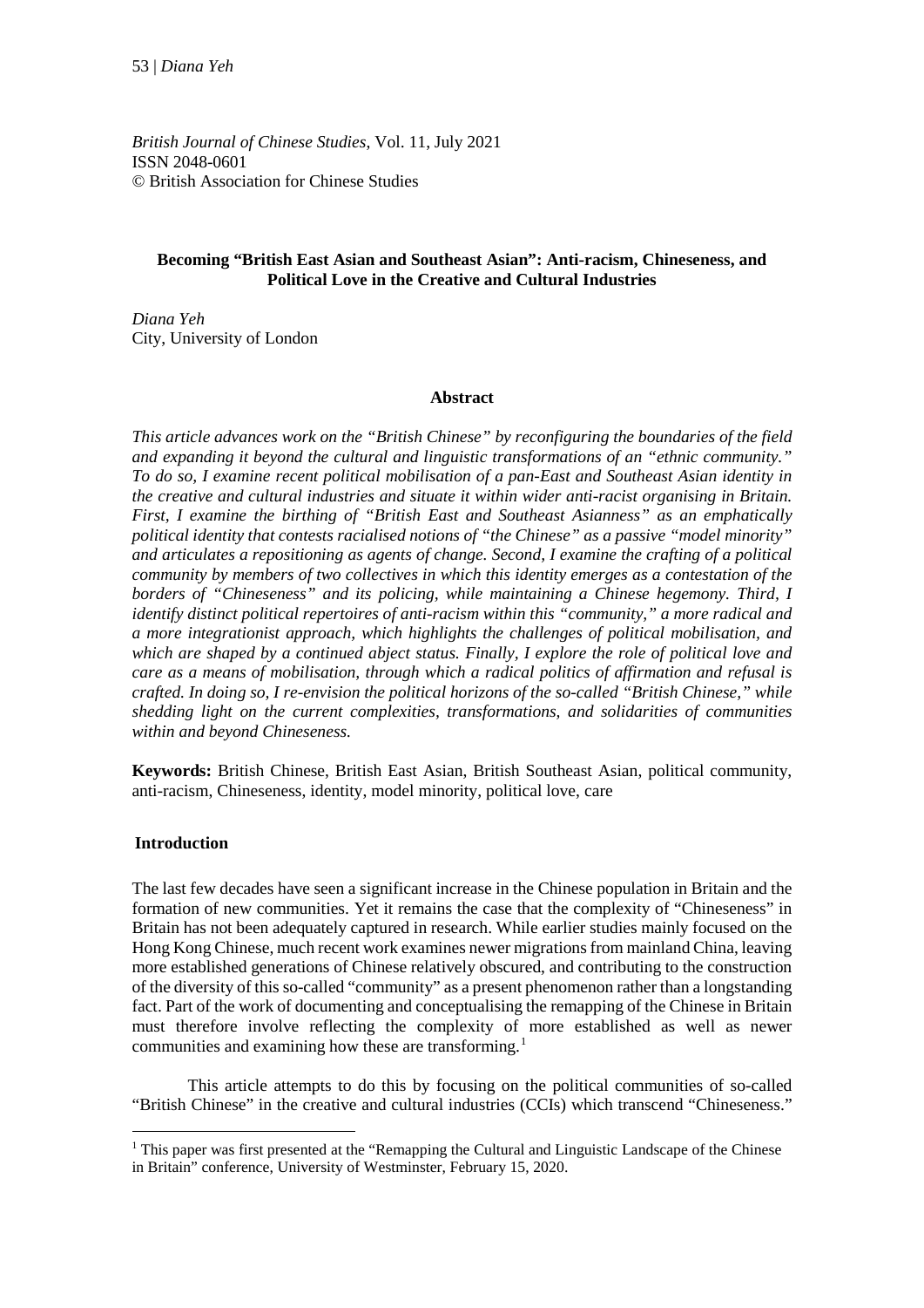*British Journal of Chinese Studies*, Vol. 11, July 2021
ISSN 2048-0601
© British Association for Chinese Studies

# Becoming "British East Asian and Southeast Asian": Anti-racism, Chineseness, and Political Love in the Creative and Cultural Industries

*Diana Yeh*
City, University of London

## Abstract

*This article advances work on the "British Chinese" by reconfiguring the boundaries of the field and expanding it beyond the cultural and linguistic transformations of an "ethnic community." To do so, I examine recent political mobilisation of a pan-East and Southeast Asian identity in the creative and cultural industries and situate it within wider anti-racist organising in Britain. First, I examine the birthing of "British East and Southeast Asianness" as an emphatically political identity that contests racialised notions of "the Chinese" as a passive "model minority" and articulates a repositioning as agents of change. Second, I examine the crafting of a political community by members of two collectives in which this identity emerges as a contestation of the borders of "Chineseness" and its policing, while maintaining a Chinese hegemony. Third, I identify distinct political repertoires of anti-racism within this "community," a more radical and a more integrationist approach, which highlights the challenges of political mobilisation, and which are shaped by a continued abject status. Finally, I explore the role of political love and care as a means of mobilisation, through which a radical politics of affirmation and refusal is crafted. In doing so, I re-envision the political horizons of the so-called "British Chinese," while shedding light on the current complexities, transformations, and solidarities of communities within and beyond Chineseness.*

**Keywords:** British Chinese, British East Asian, British Southeast Asian, political community, anti-racism, Chineseness, identity, model minority, political love, care

## Introduction

The last few decades have seen a significant increase in the Chinese population in Britain and the formation of new communities. Yet it remains the case that the complexity of "Chineseness" in Britain has not been adequately captured in research. While earlier studies mainly focused on the Hong Kong Chinese, much recent work examines newer migrations from mainland China, leaving more established generations of Chinese relatively obscured, and contributing to the construction of the diversity of this so-called "community" as a present phenomenon rather than a longstanding fact. Part of the work of documenting and conceptualising the remapping of the Chinese in Britain must therefore involve reflecting the complexity of more established as well as newer communities and examining how these are transforming.[1]

This article attempts to do this by focusing on the political communities of so-called "British Chinese" in the creative and cultural industries (CCIs) which transcend "Chineseness."

[1] This paper was first presented at the "Remapping the Cultural and Linguistic Landscape of the Chinese in Britain" conference, University of Westminster, February 15, 2020.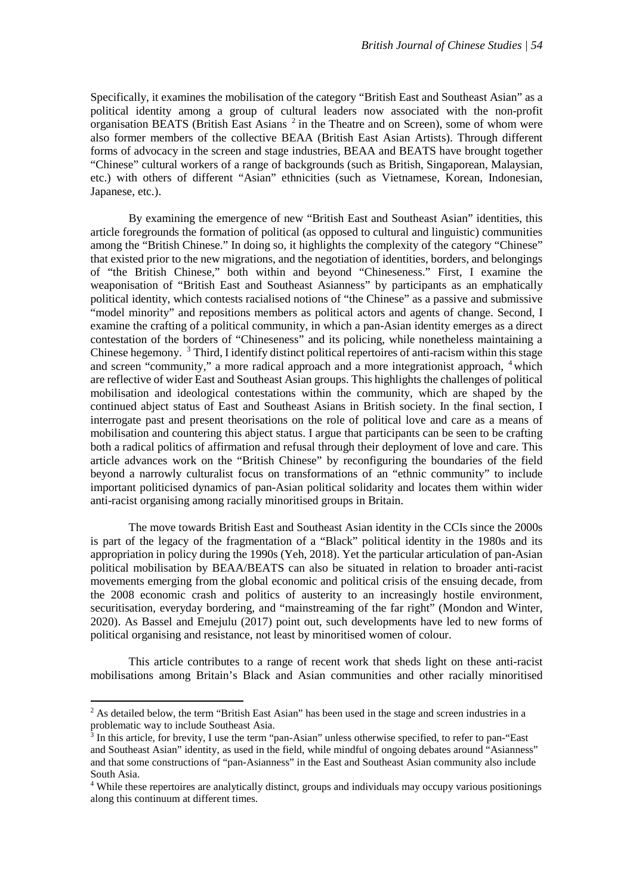Specifically, it examines the mobilisation of the category "British East and Southeast Asian" as a political identity among a group of cultural leaders now associated with the non-profit organisation BEATS (British East Asians [2] in the Theatre and on Screen), some of whom were also former members of the collective BEAA (British East Asian Artists). Through different forms of advocacy in the screen and stage industries, BEAA and BEATS have brought together "Chinese" cultural workers of a range of backgrounds (such as British, Singaporean, Malaysian, etc.) with others of different "Asian" ethnicities (such as Vietnamese, Korean, Indonesian, Japanese, etc.).

By examining the emergence of new "British East and Southeast Asian" identities, this article foregrounds the formation of political (as opposed to cultural and linguistic) communities among the "British Chinese." In doing so, it highlights the complexity of the category "Chinese" that existed prior to the new migrations, and the negotiation of identities, borders, and belongings of "the British Chinese," both within and beyond "Chineseness." First, I examine the weaponisation of "British East and Southeast Asianness" by participants as an emphatically political identity, which contests racialised notions of "the Chinese" as a passive and submissive "model minority" and repositions members as political actors and agents of change. Second, I examine the crafting of a political community, in which a pan-Asian identity emerges as a direct contestation of the borders of "Chineseness" and its policing, while nonetheless maintaining a Chinese hegemony. [3] Third, I identify distinct political repertoires of anti-racism within this stage and screen "community," a more radical approach and a more integrationist approach, [4] which are reflective of wider East and Southeast Asian groups. This highlights the challenges of political mobilisation and ideological contestations within the community, which are shaped by the continued abject status of East and Southeast Asians in British society. In the final section, I interrogate past and present theorisations on the role of political love and care as a means of mobilisation and countering this abject status. I argue that participants can be seen to be crafting both a radical politics of affirmation and refusal through their deployment of love and care. This article advances work on the "British Chinese" by reconfiguring the boundaries of the field beyond a narrowly culturalist focus on transformations of an "ethnic community" to include important politicised dynamics of pan-Asian political solidarity and locates them within wider anti-racist organising among racially minoritised groups in Britain.

The move towards British East and Southeast Asian identity in the CCIs since the 2000s is part of the legacy of the fragmentation of a "Black" political identity in the 1980s and its appropriation in policy during the 1990s (Yeh, 2018). Yet the particular articulation of pan-Asian political mobilisation by BEAA/BEATS can also be situated in relation to broader anti-racist movements emerging from the global economic and political crisis of the ensuing decade, from the 2008 economic crash and politics of austerity to an increasingly hostile environment, securitisation, everyday bordering, and "mainstreaming of the far right" (Mondon and Winter, 2020). As Bassel and Emejulu (2017) point out, such developments have led to new forms of political organising and resistance, not least by minoritised women of colour.

This article contributes to a range of recent work that sheds light on these anti-racist mobilisations among Britain's Black and Asian communities and other racially minoritised

---

[2] As detailed below, the term "British East Asian" has been used in the stage and screen industries in a problematic way to include Southeast Asia.

[3] In this article, for brevity, I use the term "pan-Asian" unless otherwise specified, to refer to pan-"East and Southeast Asian" identity, as used in the field, while mindful of ongoing debates around "Asianness" and that some constructions of "pan-Asianness" in the East and Southeast Asian community also include South Asia.

[4] While these repertoires are analytically distinct, groups and individuals may occupy various positionings along this continuum at different times.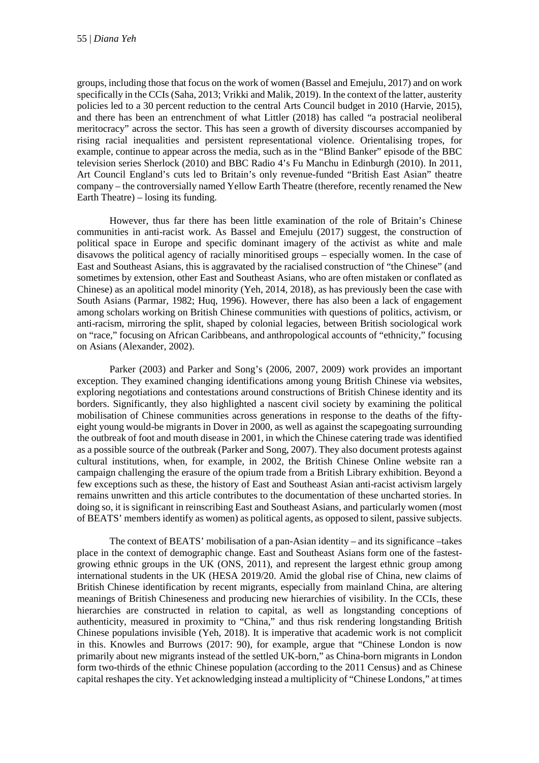groups, including those that focus on the work of women (Bassel and Emejulu, 2017) and on work specifically in the CCIs (Saha, 2013; Vrikki and Malik, 2019). In the context of the latter, austerity policies led to a 30 percent reduction to the central Arts Council budget in 2010 (Harvie, 2015), and there has been an entrenchment of what Littler (2018) has called "a postracial neoliberal meritocracy" across the sector. This has seen a growth of diversity discourses accompanied by rising racial inequalities and persistent representational violence. Orientalising tropes, for example, continue to appear across the media, such as in the "Blind Banker" episode of the BBC television series Sherlock (2010) and BBC Radio 4's Fu Manchu in Edinburgh (2010). In 2011, Art Council England's cuts led to Britain's only revenue-funded "British East Asian" theatre company – the controversially named Yellow Earth Theatre (therefore, recently renamed the New Earth Theatre) – losing its funding.

However, thus far there has been little examination of the role of Britain's Chinese communities in anti-racist work. As Bassel and Emejulu (2017) suggest, the construction of political space in Europe and specific dominant imagery of the activist as white and male disavows the political agency of racially minoritised groups – especially women. In the case of East and Southeast Asians, this is aggravated by the racialised construction of "the Chinese" (and sometimes by extension, other East and Southeast Asians, who are often mistaken or conflated as Chinese) as an apolitical model minority (Yeh, 2014, 2018), as has previously been the case with South Asians (Parmar, 1982; Huq, 1996). However, there has also been a lack of engagement among scholars working on British Chinese communities with questions of politics, activism, or anti-racism, mirroring the split, shaped by colonial legacies, between British sociological work on "race," focusing on African Caribbeans, and anthropological accounts of "ethnicity," focusing on Asians (Alexander, 2002).

Parker (2003) and Parker and Song's (2006, 2007, 2009) work provides an important exception. They examined changing identifications among young British Chinese via websites, exploring negotiations and contestations around constructions of British Chinese identity and its borders. Significantly, they also highlighted a nascent civil society by examining the political mobilisation of Chinese communities across generations in response to the deaths of the fifty-eight young would-be migrants in Dover in 2000, as well as against the scapegoating surrounding the outbreak of foot and mouth disease in 2001, in which the Chinese catering trade was identified as a possible source of the outbreak (Parker and Song, 2007). They also document protests against cultural institutions, when, for example, in 2002, the British Chinese Online website ran a campaign challenging the erasure of the opium trade from a British Library exhibition. Beyond a few exceptions such as these, the history of East and Southeast Asian anti-racist activism largely remains unwritten and this article contributes to the documentation of these uncharted stories. In doing so, it is significant in reinscribing East and Southeast Asians, and particularly women (most of BEATS' members identify as women) as political agents, as opposed to silent, passive subjects.

The context of BEATS' mobilisation of a pan-Asian identity – and its significance –takes place in the context of demographic change. East and Southeast Asians form one of the fastest-growing ethnic groups in the UK (ONS, 2011), and represent the largest ethnic group among international students in the UK (HESA 2019/20. Amid the global rise of China, new claims of British Chinese identification by recent migrants, especially from mainland China, are altering meanings of British Chineseness and producing new hierarchies of visibility. In the CCIs, these hierarchies are constructed in relation to capital, as well as longstanding conceptions of authenticity, measured in proximity to "China," and thus risk rendering longstanding British Chinese populations invisible (Yeh, 2018). It is imperative that academic work is not complicit in this. Knowles and Burrows (2017: 90), for example, argue that "Chinese London is now primarily about new migrants instead of the settled UK-born," as China-born migrants in London form two-thirds of the ethnic Chinese population (according to the 2011 Census) and as Chinese capital reshapes the city. Yet acknowledging instead a multiplicity of "Chinese Londons," at times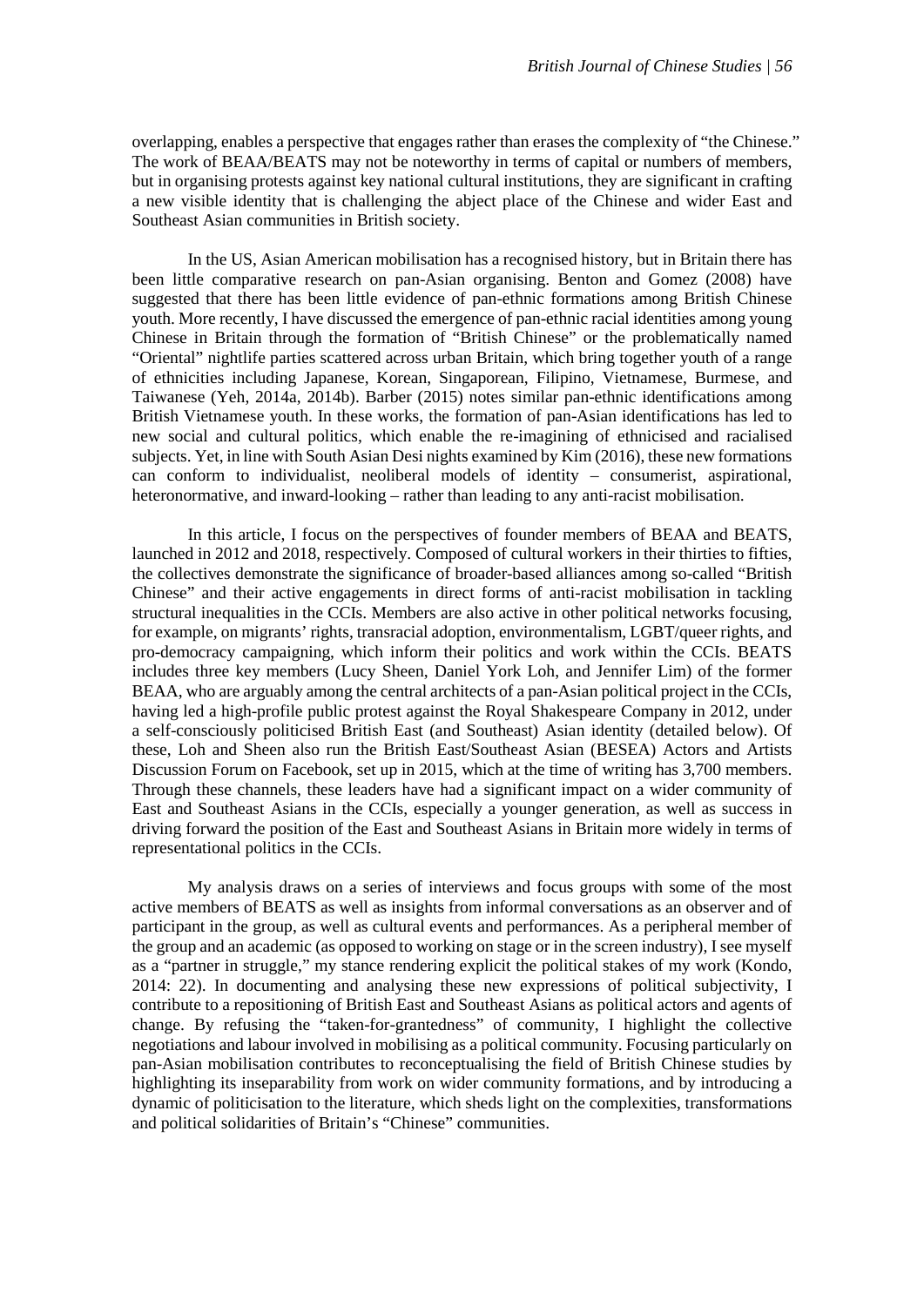overlapping, enables a perspective that engages rather than erases the complexity of "the Chinese." The work of BEAA/BEATS may not be noteworthy in terms of capital or numbers of members, but in organising protests against key national cultural institutions, they are significant in crafting a new visible identity that is challenging the abject place of the Chinese and wider East and Southeast Asian communities in British society.

In the US, Asian American mobilisation has a recognised history, but in Britain there has been little comparative research on pan-Asian organising. Benton and Gomez (2008) have suggested that there has been little evidence of pan-ethnic formations among British Chinese youth. More recently, I have discussed the emergence of pan-ethnic racial identities among young Chinese in Britain through the formation of "British Chinese" or the problematically named "Oriental" nightlife parties scattered across urban Britain, which bring together youth of a range of ethnicities including Japanese, Korean, Singaporean, Filipino, Vietnamese, Burmese, and Taiwanese (Yeh, 2014a, 2014b). Barber (2015) notes similar pan-ethnic identifications among British Vietnamese youth. In these works, the formation of pan-Asian identifications has led to new social and cultural politics, which enable the re-imagining of ethnicised and racialised subjects. Yet, in line with South Asian Desi nights examined by Kim (2016), these new formations can conform to individualist, neoliberal models of identity – consumerist, aspirational, heteronormative, and inward-looking – rather than leading to any anti-racist mobilisation.

In this article, I focus on the perspectives of founder members of BEAA and BEATS, launched in 2012 and 2018, respectively. Composed of cultural workers in their thirties to fifties, the collectives demonstrate the significance of broader-based alliances among so-called "British Chinese" and their active engagements in direct forms of anti-racist mobilisation in tackling structural inequalities in the CCIs. Members are also active in other political networks focusing, for example, on migrants' rights, transracial adoption, environmentalism, LGBT/queer rights, and pro-democracy campaigning, which inform their politics and work within the CCIs. BEATS includes three key members (Lucy Sheen, Daniel York Loh, and Jennifer Lim) of the former BEAA, who are arguably among the central architects of a pan-Asian political project in the CCIs, having led a high-profile public protest against the Royal Shakespeare Company in 2012, under a self-consciously politicised British East (and Southeast) Asian identity (detailed below). Of these, Loh and Sheen also run the British East/Southeast Asian (BESEA) Actors and Artists Discussion Forum on Facebook, set up in 2015, which at the time of writing has 3,700 members. Through these channels, these leaders have had a significant impact on a wider community of East and Southeast Asians in the CCIs, especially a younger generation, as well as success in driving forward the position of the East and Southeast Asians in Britain more widely in terms of representational politics in the CCIs.

My analysis draws on a series of interviews and focus groups with some of the most active members of BEATS as well as insights from informal conversations as an observer and of participant in the group, as well as cultural events and performances. As a peripheral member of the group and an academic (as opposed to working on stage or in the screen industry), I see myself as a "partner in struggle," my stance rendering explicit the political stakes of my work (Kondo, 2014: 22). In documenting and analysing these new expressions of political subjectivity, I contribute to a repositioning of British East and Southeast Asians as political actors and agents of change. By refusing the "taken-for-grantedness" of community, I highlight the collective negotiations and labour involved in mobilising as a political community. Focusing particularly on pan-Asian mobilisation contributes to reconceptualising the field of British Chinese studies by highlighting its inseparability from work on wider community formations, and by introducing a dynamic of politicisation to the literature, which sheds light on the complexities, transformations and political solidarities of Britain's "Chinese" communities.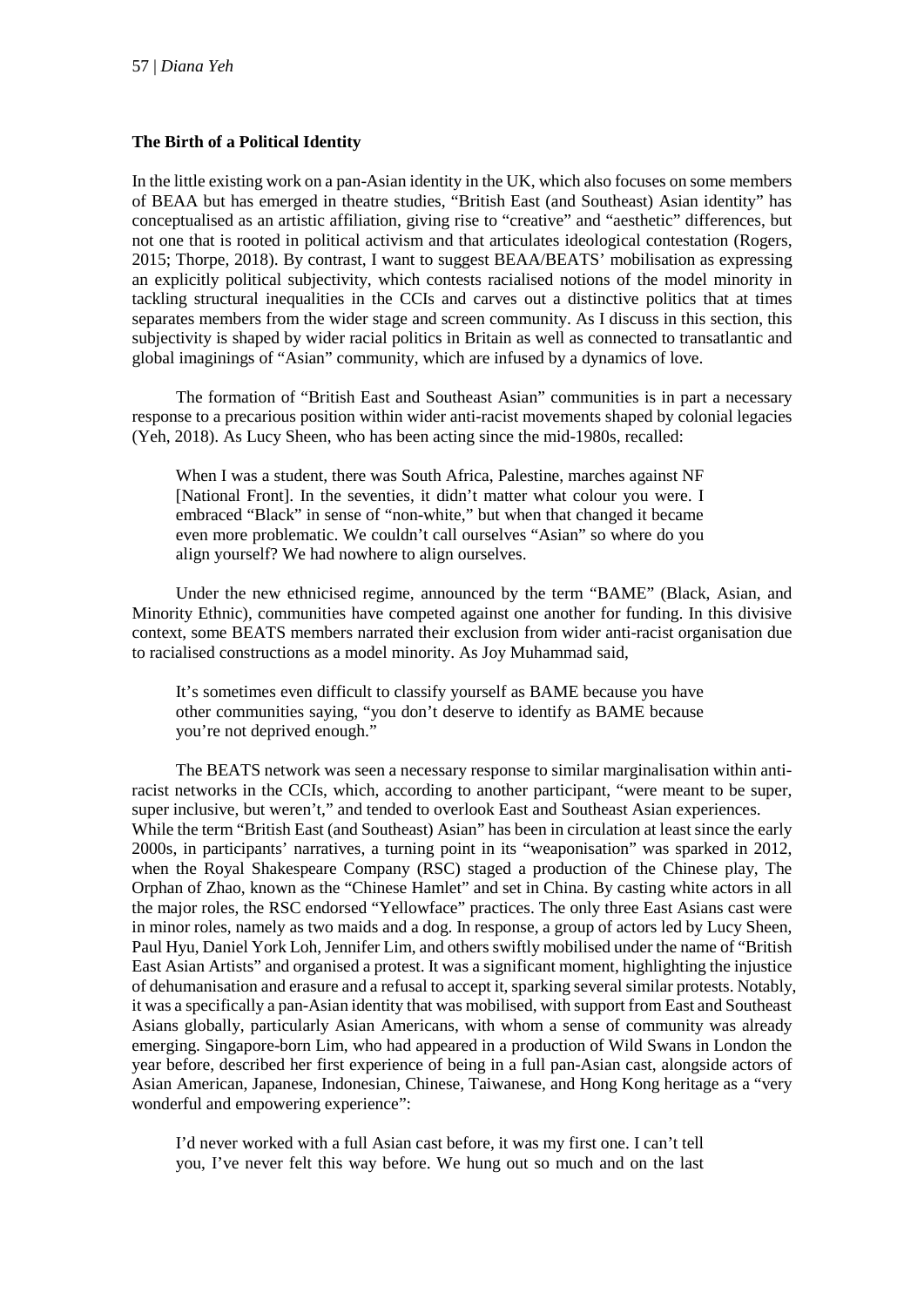### The Birth of a Political Identity

In the little existing work on a pan-Asian identity in the UK, which also focuses on some members of BEAA but has emerged in theatre studies, "British East (and Southeast) Asian identity" has conceptualised as an artistic affiliation, giving rise to "creative" and "aesthetic" differences, but not one that is rooted in political activism and that articulates ideological contestation (Rogers, 2015; Thorpe, 2018). By contrast, I want to suggest BEAA/BEATS' mobilisation as expressing an explicitly political subjectivity, which contests racialised notions of the model minority in tackling structural inequalities in the CCIs and carves out a distinctive politics that at times separates members from the wider stage and screen community. As I discuss in this section, this subjectivity is shaped by wider racial politics in Britain as well as connected to transatlantic and global imaginings of "Asian" community, which are infused by a dynamics of love.

The formation of "British East and Southeast Asian" communities is in part a necessary response to a precarious position within wider anti-racist movements shaped by colonial legacies (Yeh, 2018). As Lucy Sheen, who has been acting since the mid-1980s, recalled:

> When I was a student, there was South Africa, Palestine, marches against NF [National Front]. In the seventies, it didn't matter what colour you were. I embraced "Black" in sense of "non-white," but when that changed it became even more problematic. We couldn't call ourselves "Asian" so where do you align yourself? We had nowhere to align ourselves.

Under the new ethnicised regime, announced by the term "BAME" (Black, Asian, and Minority Ethnic), communities have competed against one another for funding. In this divisive context, some BEATS members narrated their exclusion from wider anti-racist organisation due to racialised constructions as a model minority. As Joy Muhammad said,

> It's sometimes even difficult to classify yourself as BAME because you have other communities saying, "you don't deserve to identify as BAME because you're not deprived enough."

The BEATS network was seen a necessary response to similar marginalisation within anti-racist networks in the CCIs, which, according to another participant, "were meant to be super, super inclusive, but weren't," and tended to overlook East and Southeast Asian experiences. While the term "British East (and Southeast) Asian" has been in circulation at least since the early 2000s, in participants' narratives, a turning point in its "weaponisation" was sparked in 2012, when the Royal Shakespeare Company (RSC) staged a production of the Chinese play, The Orphan of Zhao, known as the "Chinese Hamlet" and set in China. By casting white actors in all the major roles, the RSC endorsed "Yellowface" practices. The only three East Asians cast were in minor roles, namely as two maids and a dog. In response, a group of actors led by Lucy Sheen, Paul Hyu, Daniel York Loh, Jennifer Lim, and others swiftly mobilised under the name of "British East Asian Artists" and organised a protest. It was a significant moment, highlighting the injustice of dehumanisation and erasure and a refusal to accept it, sparking several similar protests. Notably, it was a specifically a pan-Asian identity that was mobilised, with support from East and Southeast Asians globally, particularly Asian Americans, with whom a sense of community was already emerging. Singapore-born Lim, who had appeared in a production of Wild Swans in London the year before, described her first experience of being in a full pan-Asian cast, alongside actors of Asian American, Japanese, Indonesian, Chinese, Taiwanese, and Hong Kong heritage as a "very wonderful and empowering experience":

> I'd never worked with a full Asian cast before, it was my first one. I can't tell you, I've never felt this way before. We hung out so much and on the last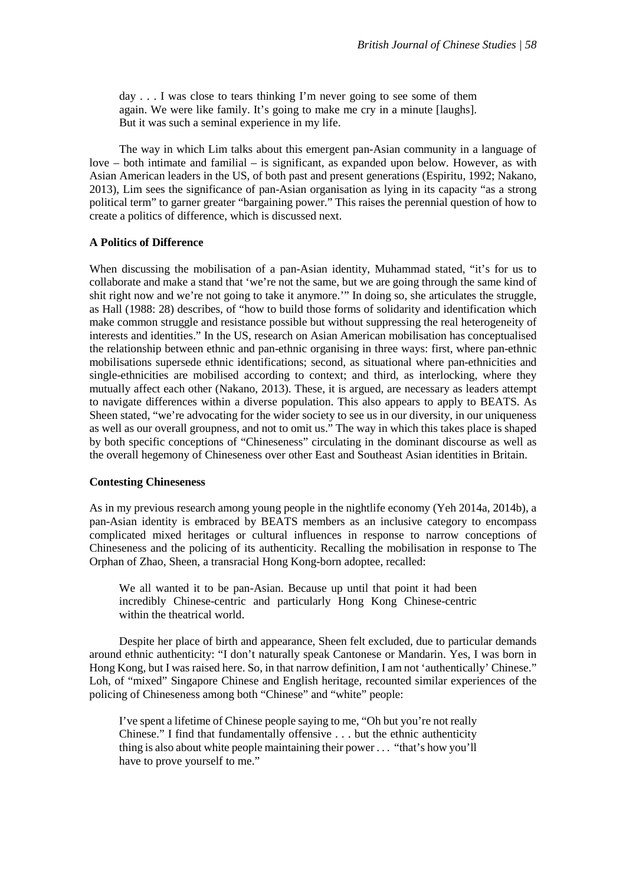> day . . . I was close to tears thinking I'm never going to see some of them again. We were like family. It's going to make me cry in a minute [laughs]. But it was such a seminal experience in my life.

The way in which Lim talks about this emergent pan-Asian community in a language of love – both intimate and familial – is significant, as expanded upon below. However, as with Asian American leaders in the US, of both past and present generations (Espiritu, 1992; Nakano, 2013), Lim sees the significance of pan-Asian organisation as lying in its capacity "as a strong political term" to garner greater "bargaining power." This raises the perennial question of how to create a politics of difference, which is discussed next.

**A Politics of Difference**

When discussing the mobilisation of a pan-Asian identity, Muhammad stated, "it's for us to collaborate and make a stand that 'we're not the same, but we are going through the same kind of shit right now and we're not going to take it anymore.'" In doing so, she articulates the struggle, as Hall (1988: 28) describes, of "how to build those forms of solidarity and identification which make common struggle and resistance possible but without suppressing the real heterogeneity of interests and identities." In the US, research on Asian American mobilisation has conceptualised the relationship between ethnic and pan-ethnic organising in three ways: first, where pan-ethnic mobilisations supersede ethnic identifications; second, as situational where pan-ethnicities and single-ethnicities are mobilised according to context; and third, as interlocking, where they mutually affect each other (Nakano, 2013). These, it is argued, are necessary as leaders attempt to navigate differences within a diverse population. This also appears to apply to BEATS. As Sheen stated, "we're advocating for the wider society to see us in our diversity, in our uniqueness as well as our overall groupness, and not to omit us." The way in which this takes place is shaped by both specific conceptions of "Chineseness" circulating in the dominant discourse as well as the overall hegemony of Chineseness over other East and Southeast Asian identities in Britain.

**Contesting Chineseness**

As in my previous research among young people in the nightlife economy (Yeh 2014a, 2014b), a pan-Asian identity is embraced by BEATS members as an inclusive category to encompass complicated mixed heritages or cultural influences in response to narrow conceptions of Chineseness and the policing of its authenticity. Recalling the mobilisation in response to The Orphan of Zhao, Sheen, a transracial Hong Kong-born adoptee, recalled:

> We all wanted it to be pan-Asian. Because up until that point it had been incredibly Chinese-centric and particularly Hong Kong Chinese-centric within the theatrical world.

Despite her place of birth and appearance, Sheen felt excluded, due to particular demands around ethnic authenticity: "I don't naturally speak Cantonese or Mandarin. Yes, I was born in Hong Kong, but I was raised here. So, in that narrow definition, I am not 'authentically' Chinese." Loh, of "mixed" Singapore Chinese and English heritage, recounted similar experiences of the policing of Chineseness among both "Chinese" and "white" people:

> I've spent a lifetime of Chinese people saying to me, "Oh but you're not really Chinese." I find that fundamentally offensive . . . but the ethnic authenticity thing is also about white people maintaining their power . . . "that's how you'll have to prove yourself to me."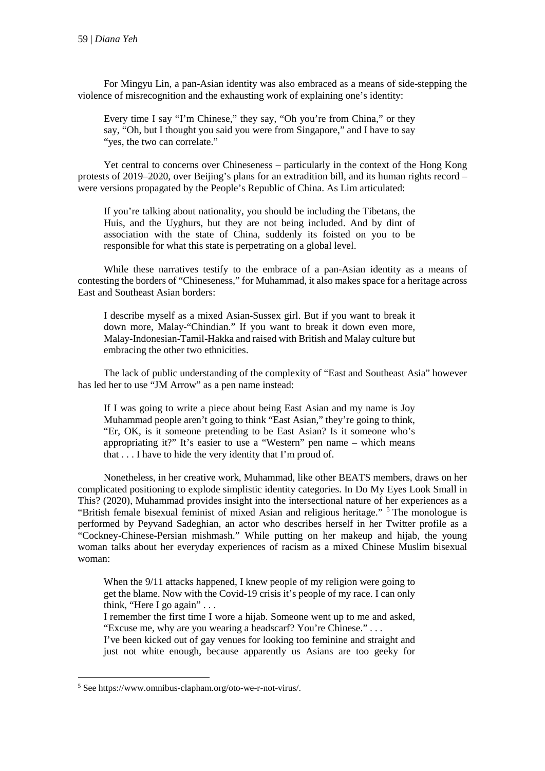For Mingyu Lin, a pan-Asian identity was also embraced as a means of side-stepping the violence of misrecognition and the exhausting work of explaining one's identity:

> Every time I say "I'm Chinese," they say, "Oh you're from China," or they say, "Oh, but I thought you said you were from Singapore," and I have to say "yes, the two can correlate."

Yet central to concerns over Chineseness – particularly in the context of the Hong Kong protests of 2019–2020, over Beijing's plans for an extradition bill, and its human rights record – were versions propagated by the People's Republic of China. As Lim articulated:

> If you're talking about nationality, you should be including the Tibetans, the Huis, and the Uyghurs, but they are not being included. And by dint of association with the state of China, suddenly its foisted on you to be responsible for what this state is perpetrating on a global level.

While these narratives testify to the embrace of a pan-Asian identity as a means of contesting the borders of "Chineseness," for Muhammad, it also makes space for a heritage across East and Southeast Asian borders:

> I describe myself as a mixed Asian-Sussex girl. But if you want to break it down more, Malay-"Chindian." If you want to break it down even more, Malay-Indonesian-Tamil-Hakka and raised with British and Malay culture but embracing the other two ethnicities.

The lack of public understanding of the complexity of "East and Southeast Asia" however has led her to use "JM Arrow" as a pen name instead:

> If I was going to write a piece about being East Asian and my name is Joy Muhammad people aren't going to think "East Asian," they're going to think, "Er, OK, is it someone pretending to be East Asian? Is it someone who's appropriating it?" It's easier to use a "Western" pen name – which means that . . . I have to hide the very identity that I'm proud of.

Nonetheless, in her creative work, Muhammad, like other BEATS members, draws on her complicated positioning to explode simplistic identity categories. In Do My Eyes Look Small in This? (2020), Muhammad provides insight into the intersectional nature of her experiences as a "British female bisexual feminist of mixed Asian and religious heritage." [5] The monologue is performed by Peyvand Sadeghian, an actor who describes herself in her Twitter profile as a "Cockney-Chinese-Persian mishmash." While putting on her makeup and hijab, the young woman talks about her everyday experiences of racism as a mixed Chinese Muslim bisexual woman:

> When the 9/11 attacks happened, I knew people of my religion were going to get the blame. Now with the Covid-19 crisis it's people of my race. I can only think, "Here I go again" . . .
> I remember the first time I wore a hijab. Someone went up to me and asked, "Excuse me, why are you wearing a headscarf? You're Chinese." . . .
> I've been kicked out of gay venues for looking too feminine and straight and just not white enough, because apparently us Asians are too geeky for

[5] See https://www.omnibus-clapham.org/oto-we-r-not-virus/.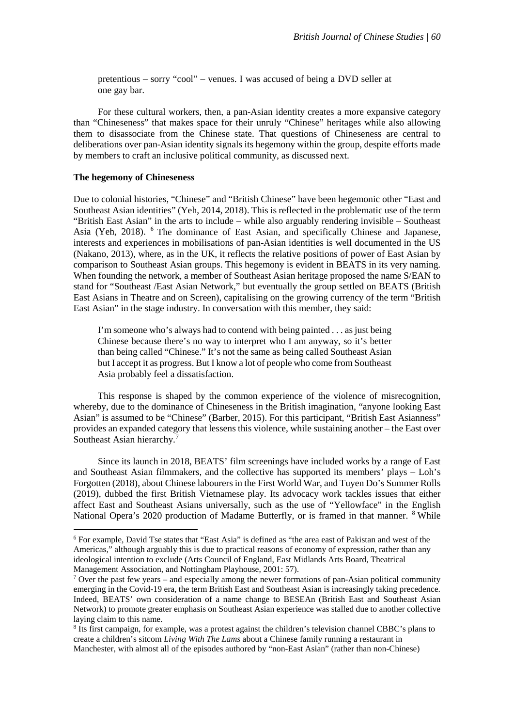pretentious – sorry "cool" – venues. I was accused of being a DVD seller at one gay bar.

For these cultural workers, then, a pan-Asian identity creates a more expansive category than "Chineseness" that makes space for their unruly "Chinese" heritages while also allowing them to disassociate from the Chinese state. That questions of Chineseness are central to deliberations over pan-Asian identity signals its hegemony within the group, despite efforts made by members to craft an inclusive political community, as discussed next.

**The hegemony of Chineseness**

Due to colonial histories, "Chinese" and "British Chinese" have been hegemonic other "East and Southeast Asian identities" (Yeh, 2014, 2018). This is reflected in the problematic use of the term "British East Asian" in the arts to include – while also arguably rendering invisible – Southeast Asia (Yeh, 2018). [6] The dominance of East Asian, and specifically Chinese and Japanese, interests and experiences in mobilisations of pan-Asian identities is well documented in the US (Nakano, 2013), where, as in the UK, it reflects the relative positions of power of East Asian by comparison to Southeast Asian groups. This hegemony is evident in BEATS in its very naming. When founding the network, a member of Southeast Asian heritage proposed the name S/EAN to stand for "Southeast /East Asian Network," but eventually the group settled on BEATS (British East Asians in Theatre and on Screen), capitalising on the growing currency of the term "British East Asian" in the stage industry. In conversation with this member, they said:

> I'm someone who's always had to contend with being painted . . . as just being Chinese because there's no way to interpret who I am anyway, so it's better than being called "Chinese." It's not the same as being called Southeast Asian but I accept it as progress. But I know a lot of people who come from Southeast Asia probably feel a dissatisfaction.

This response is shaped by the common experience of the violence of misrecognition, whereby, due to the dominance of Chineseness in the British imagination, "anyone looking East Asian" is assumed to be "Chinese" (Barber, 2015). For this participant, "British East Asianness" provides an expanded category that lessens this violence, while sustaining another – the East over Southeast Asian hierarchy.[7]

Since its launch in 2018, BEATS' film screenings have included works by a range of East and Southeast Asian filmmakers, and the collective has supported its members' plays – Loh's Forgotten (2018), about Chinese labourers in the First World War, and Tuyen Do's Summer Rolls (2019), dubbed the first British Vietnamese play. Its advocacy work tackles issues that either affect East and Southeast Asians universally, such as the use of "Yellowface" in the English National Opera's 2020 production of Madame Butterfly, or is framed in that manner. [8] While

---

[6] For example, David Tse states that "East Asia" is defined as "the area east of Pakistan and west of the Americas," although arguably this is due to practical reasons of economy of expression, rather than any ideological intention to exclude (Arts Council of England, East Midlands Arts Board, Theatrical Management Association, and Nottingham Playhouse, 2001: 57).

[7] Over the past few years – and especially among the newer formations of pan-Asian political community emerging in the Covid-19 era, the term British East and Southeast Asian is increasingly taking precedence. Indeed, BEATS' own consideration of a name change to BESEAn (British East and Southeast Asian Network) to promote greater emphasis on Southeast Asian experience was stalled due to another collective laying claim to this name.

[8] Its first campaign, for example, was a protest against the children's television channel CBBC's plans to create a children's sitcom *Living With The Lams* about a Chinese family running a restaurant in Manchester, with almost all of the episodes authored by "non-East Asian" (rather than non-Chinese)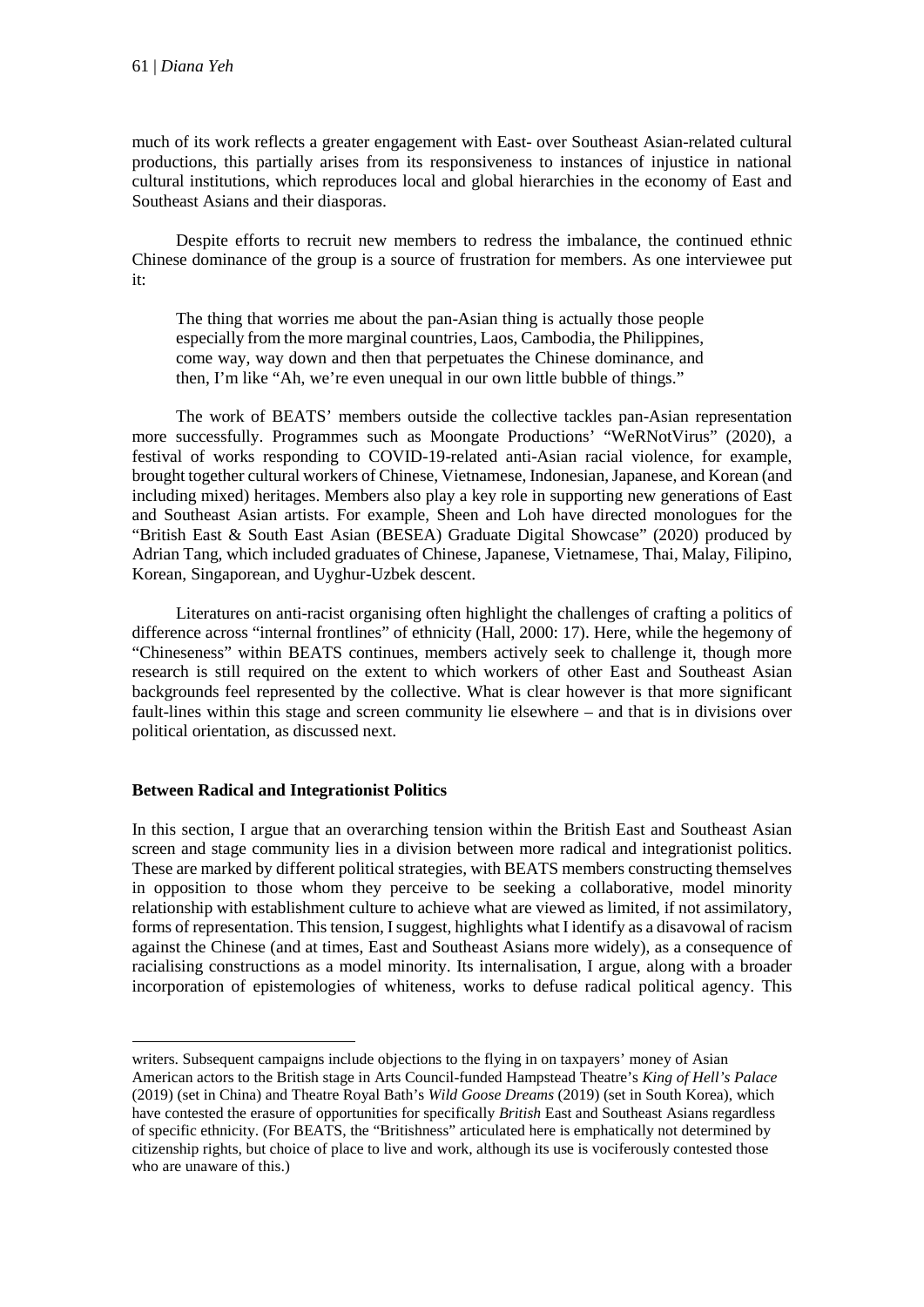much of its work reflects a greater engagement with East- over Southeast Asian-related cultural productions, this partially arises from its responsiveness to instances of injustice in national cultural institutions, which reproduces local and global hierarchies in the economy of East and Southeast Asians and their diasporas.

Despite efforts to recruit new members to redress the imbalance, the continued ethnic Chinese dominance of the group is a source of frustration for members. As one interviewee put it:

> The thing that worries me about the pan-Asian thing is actually those people especially from the more marginal countries, Laos, Cambodia, the Philippines, come way, way down and then that perpetuates the Chinese dominance, and then, I'm like "Ah, we're even unequal in our own little bubble of things."

The work of BEATS' members outside the collective tackles pan-Asian representation more successfully. Programmes such as Moongate Productions' "WeRNotVirus" (2020), a festival of works responding to COVID-19-related anti-Asian racial violence, for example, brought together cultural workers of Chinese, Vietnamese, Indonesian, Japanese, and Korean (and including mixed) heritages. Members also play a key role in supporting new generations of East and Southeast Asian artists. For example, Sheen and Loh have directed monologues for the "British East & South East Asian (BESEA) Graduate Digital Showcase" (2020) produced by Adrian Tang, which included graduates of Chinese, Japanese, Vietnamese, Thai, Malay, Filipino, Korean, Singaporean, and Uyghur-Uzbek descent.

Literatures on anti-racist organising often highlight the challenges of crafting a politics of difference across "internal frontlines" of ethnicity (Hall, 2000: 17). Here, while the hegemony of "Chineseness" within BEATS continues, members actively seek to challenge it, though more research is still required on the extent to which workers of other East and Southeast Asian backgrounds feel represented by the collective. What is clear however is that more significant fault-lines within this stage and screen community lie elsewhere – and that is in divisions over political orientation, as discussed next.

## Between Radical and Integrationist Politics

In this section, I argue that an overarching tension within the British East and Southeast Asian screen and stage community lies in a division between more radical and integrationist politics. These are marked by different political strategies, with BEATS members constructing themselves in opposition to those whom they perceive to be seeking a collaborative, model minority relationship with establishment culture to achieve what are viewed as limited, if not assimilatory, forms of representation. This tension, I suggest, highlights what I identify as a disavowal of racism against the Chinese (and at times, East and Southeast Asians more widely), as a consequence of racialising constructions as a model minority. Its internalisation, I argue, along with a broader incorporation of epistemologies of whiteness, works to defuse radical political agency. This

---

writers. Subsequent campaigns include objections to the flying in on taxpayers' money of Asian American actors to the British stage in Arts Council-funded Hampstead Theatre's *King of Hell's Palace* (2019) (set in China) and Theatre Royal Bath's *Wild Goose Dreams* (2019) (set in South Korea), which have contested the erasure of opportunities for specifically *British* East and Southeast Asians regardless of specific ethnicity. (For BEATS, the "Britishness" articulated here is emphatically not determined by citizenship rights, but choice of place to live and work, although its use is vociferously contested those who are unaware of this.)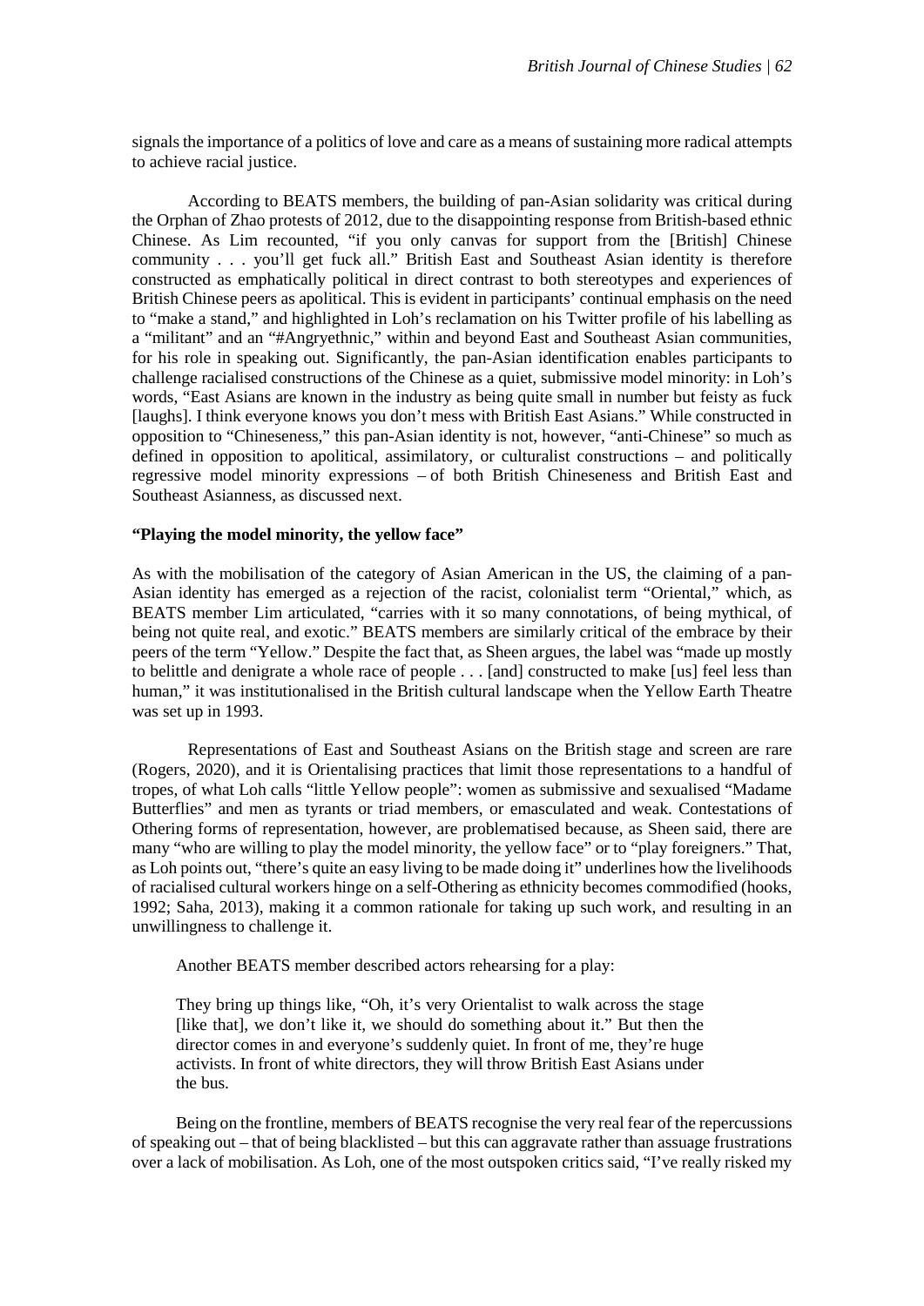signals the importance of a politics of love and care as a means of sustaining more radical attempts to achieve racial justice.

According to BEATS members, the building of pan-Asian solidarity was critical during the Orphan of Zhao protests of 2012, due to the disappointing response from British-based ethnic Chinese. As Lim recounted, "if you only canvas for support from the [British] Chinese community . . . you'll get fuck all." British East and Southeast Asian identity is therefore constructed as emphatically political in direct contrast to both stereotypes and experiences of British Chinese peers as apolitical. This is evident in participants' continual emphasis on the need to "make a stand," and highlighted in Loh's reclamation on his Twitter profile of his labelling as a "militant" and an "#Angryethnic," within and beyond East and Southeast Asian communities, for his role in speaking out. Significantly, the pan-Asian identification enables participants to challenge racialised constructions of the Chinese as a quiet, submissive model minority: in Loh's words, "East Asians are known in the industry as being quite small in number but feisty as fuck [laughs]. I think everyone knows you don't mess with British East Asians." While constructed in opposition to "Chineseness," this pan-Asian identity is not, however, "anti-Chinese" so much as defined in opposition to apolitical, assimilatory, or culturalist constructions – and politically regressive model minority expressions – of both British Chineseness and British East and Southeast Asianness, as discussed next.

### "Playing the model minority, the yellow face"

As with the mobilisation of the category of Asian American in the US, the claiming of a pan-Asian identity has emerged as a rejection of the racist, colonialist term "Oriental," which, as BEATS member Lim articulated, "carries with it so many connotations, of being mythical, of being not quite real, and exotic." BEATS members are similarly critical of the embrace by their peers of the term "Yellow." Despite the fact that, as Sheen argues, the label was "made up mostly to belittle and denigrate a whole race of people . . . [and] constructed to make [us] feel less than human," it was institutionalised in the British cultural landscape when the Yellow Earth Theatre was set up in 1993.

Representations of East and Southeast Asians on the British stage and screen are rare (Rogers, 2020), and it is Orientalising practices that limit those representations to a handful of tropes, of what Loh calls "little Yellow people": women as submissive and sexualised "Madame Butterflies" and men as tyrants or triad members, or emasculated and weak. Contestations of Othering forms of representation, however, are problematised because, as Sheen said, there are many "who are willing to play the model minority, the yellow face" or to "play foreigners." That, as Loh points out, "there's quite an easy living to be made doing it" underlines how the livelihoods of racialised cultural workers hinge on a self-Othering as ethnicity becomes commodified (hooks, 1992; Saha, 2013), making it a common rationale for taking up such work, and resulting in an unwillingness to challenge it.

Another BEATS member described actors rehearsing for a play:

> They bring up things like, "Oh, it's very Orientalist to walk across the stage [like that], we don't like it, we should do something about it." But then the director comes in and everyone's suddenly quiet. In front of me, they're huge activists. In front of white directors, they will throw British East Asians under the bus.

Being on the frontline, members of BEATS recognise the very real fear of the repercussions of speaking out – that of being blacklisted – but this can aggravate rather than assuage frustrations over a lack of mobilisation. As Loh, one of the most outspoken critics said, "I've really risked my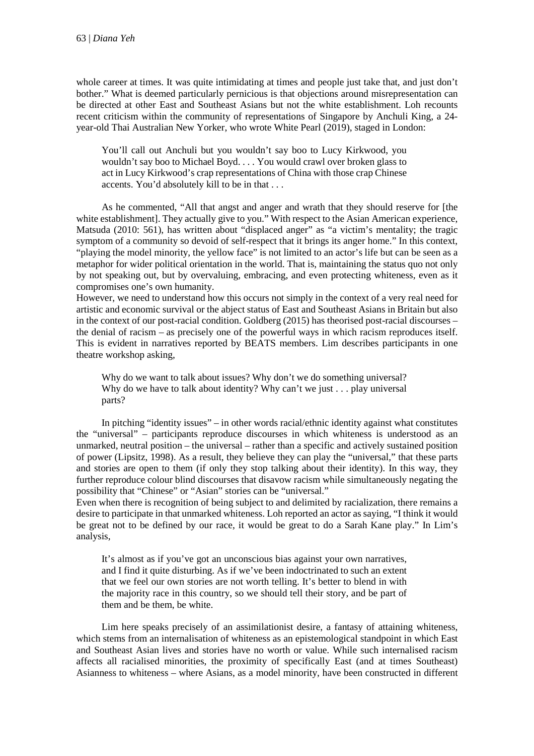whole career at times. It was quite intimidating at times and people just take that, and just don't bother." What is deemed particularly pernicious is that objections around misrepresentation can be directed at other East and Southeast Asians but not the white establishment. Loh recounts recent criticism within the community of representations of Singapore by Anchuli King, a 24-year-old Thai Australian New Yorker, who wrote White Pearl (2019), staged in London:

> You'll call out Anchuli but you wouldn't say boo to Lucy Kirkwood, you wouldn't say boo to Michael Boyd. . . . You would crawl over broken glass to act in Lucy Kirkwood's crap representations of China with those crap Chinese accents. You'd absolutely kill to be in that . . .

As he commented, "All that angst and anger and wrath that they should reserve for [the white establishment]. They actually give to you." With respect to the Asian American experience, Matsuda (2010: 561), has written about "displaced anger" as "a victim's mentality; the tragic symptom of a community so devoid of self-respect that it brings its anger home." In this context, "playing the model minority, the yellow face" is not limited to an actor's life but can be seen as a metaphor for wider political orientation in the world. That is, maintaining the status quo not only by not speaking out, but by overvaluing, embracing, and even protecting whiteness, even as it compromises one's own humanity.

However, we need to understand how this occurs not simply in the context of a very real need for artistic and economic survival or the abject status of East and Southeast Asians in Britain but also in the context of our post-racial condition. Goldberg (2015) has theorised post-racial discourses – the denial of racism – as precisely one of the powerful ways in which racism reproduces itself. This is evident in narratives reported by BEATS members. Lim describes participants in one theatre workshop asking,

> Why do we want to talk about issues? Why don't we do something universal? Why do we have to talk about identity? Why can't we just . . . play universal parts?

In pitching "identity issues" – in other words racial/ethnic identity against what constitutes the "universal" – participants reproduce discourses in which whiteness is understood as an unmarked, neutral position – the universal – rather than a specific and actively sustained position of power (Lipsitz, 1998). As a result, they believe they can play the "universal," that these parts and stories are open to them (if only they stop talking about their identity). In this way, they further reproduce colour blind discourses that disavow racism while simultaneously negating the possibility that "Chinese" or "Asian" stories can be "universal."

Even when there is recognition of being subject to and delimited by racialization, there remains a desire to participate in that unmarked whiteness. Loh reported an actor as saying, "I think it would be great not to be defined by our race, it would be great to do a Sarah Kane play." In Lim's analysis,

> It's almost as if you've got an unconscious bias against your own narratives, and I find it quite disturbing. As if we've been indoctrinated to such an extent that we feel our own stories are not worth telling. It's better to blend in with the majority race in this country, so we should tell their story, and be part of them and be them, be white.

Lim here speaks precisely of an assimilationist desire, a fantasy of attaining whiteness, which stems from an internalisation of whiteness as an epistemological standpoint in which East and Southeast Asian lives and stories have no worth or value. While such internalised racism affects all racialised minorities, the proximity of specifically East (and at times Southeast) Asianness to whiteness – where Asians, as a model minority, have been constructed in different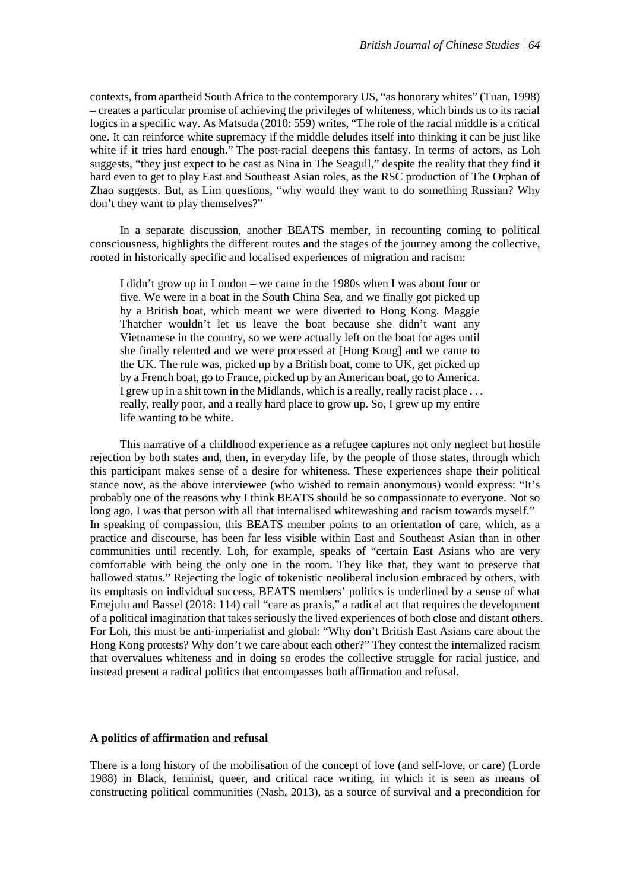contexts, from apartheid South Africa to the contemporary US, "as honorary whites" (Tuan, 1998) – creates a particular promise of achieving the privileges of whiteness, which binds us to its racial logics in a specific way. As Matsuda (2010: 559) writes, "The role of the racial middle is a critical one. It can reinforce white supremacy if the middle deludes itself into thinking it can be just like white if it tries hard enough." The post-racial deepens this fantasy. In terms of actors, as Loh suggests, "they just expect to be cast as Nina in The Seagull," despite the reality that they find it hard even to get to play East and Southeast Asian roles, as the RSC production of The Orphan of Zhao suggests. But, as Lim questions, "why would they want to do something Russian? Why don't they want to play themselves?"

In a separate discussion, another BEATS member, in recounting coming to political consciousness, highlights the different routes and the stages of the journey among the collective, rooted in historically specific and localised experiences of migration and racism:

> I didn't grow up in London – we came in the 1980s when I was about four or five. We were in a boat in the South China Sea, and we finally got picked up by a British boat, which meant we were diverted to Hong Kong. Maggie Thatcher wouldn't let us leave the boat because she didn't want any Vietnamese in the country, so we were actually left on the boat for ages until she finally relented and we were processed at [Hong Kong] and we came to the UK. The rule was, picked up by a British boat, come to UK, get picked up by a French boat, go to France, picked up by an American boat, go to America. I grew up in a shit town in the Midlands, which is a really, really racist place . . . really, really poor, and a really hard place to grow up. So, I grew up my entire life wanting to be white.

This narrative of a childhood experience as a refugee captures not only neglect but hostile rejection by both states and, then, in everyday life, by the people of those states, through which this participant makes sense of a desire for whiteness. These experiences shape their political stance now, as the above interviewee (who wished to remain anonymous) would express: "It's probably one of the reasons why I think BEATS should be so compassionate to everyone. Not so long ago, I was that person with all that internalised whitewashing and racism towards myself." In speaking of compassion, this BEATS member points to an orientation of care, which, as a practice and discourse, has been far less visible within East and Southeast Asian than in other communities until recently. Loh, for example, speaks of "certain East Asians who are very comfortable with being the only one in the room. They like that, they want to preserve that hallowed status." Rejecting the logic of tokenistic neoliberal inclusion embraced by others, with its emphasis on individual success, BEATS members' politics is underlined by a sense of what Emejulu and Bassel (2018: 114) call "care as praxis," a radical act that requires the development of a political imagination that takes seriously the lived experiences of both close and distant others. For Loh, this must be anti-imperialist and global: "Why don't British East Asians care about the Hong Kong protests? Why don't we care about each other?" They contest the internalized racism that overvalues whiteness and in doing so erodes the collective struggle for racial justice, and instead present a radical politics that encompasses both affirmation and refusal.

## A politics of affirmation and refusal

There is a long history of the mobilisation of the concept of love (and self-love, or care) (Lorde 1988) in Black, feminist, queer, and critical race writing, in which it is seen as means of constructing political communities (Nash, 2013), as a source of survival and a precondition for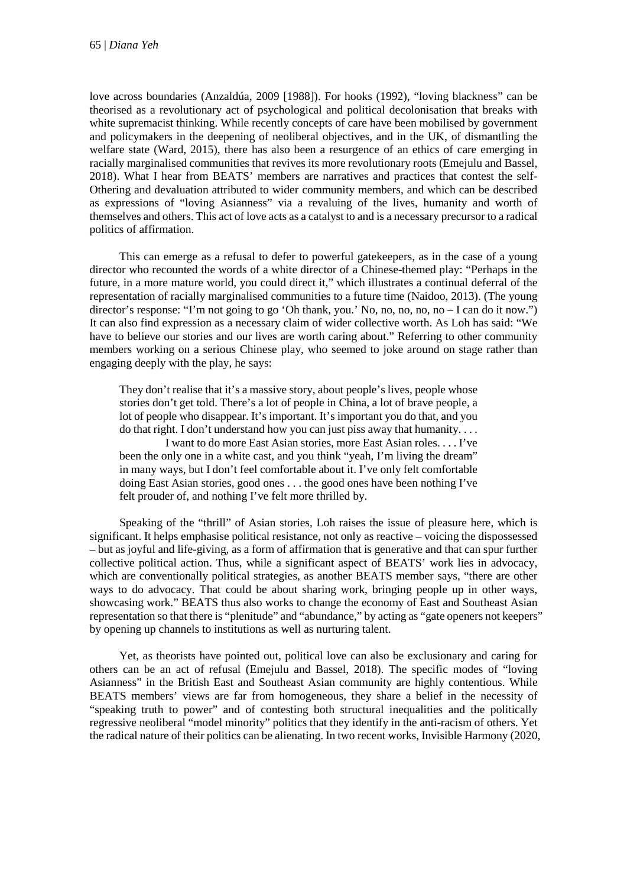love across boundaries (Anzaldúa, 2009 [1988]). For hooks (1992), "loving blackness" can be theorised as a revolutionary act of psychological and political decolonisation that breaks with white supremacist thinking. While recently concepts of care have been mobilised by government and policymakers in the deepening of neoliberal objectives, and in the UK, of dismantling the welfare state (Ward, 2015), there has also been a resurgence of an ethics of care emerging in racially marginalised communities that revives its more revolutionary roots (Emejulu and Bassel, 2018). What I hear from BEATS' members are narratives and practices that contest the self-Othering and devaluation attributed to wider community members, and which can be described as expressions of "loving Asianness" via a revaluing of the lives, humanity and worth of themselves and others. This act of love acts as a catalyst to and is a necessary precursor to a radical politics of affirmation.

This can emerge as a refusal to defer to powerful gatekeepers, as in the case of a young director who recounted the words of a white director of a Chinese-themed play: "Perhaps in the future, in a more mature world, you could direct it," which illustrates a continual deferral of the representation of racially marginalised communities to a future time (Naidoo, 2013). (The young director's response: "I'm not going to go 'Oh thank, you.' No, no, no, no, no – I can do it now.") It can also find expression as a necessary claim of wider collective worth. As Loh has said: "We have to believe our stories and our lives are worth caring about." Referring to other community members working on a serious Chinese play, who seemed to joke around on stage rather than engaging deeply with the play, he says:

> They don't realise that it's a massive story, about people's lives, people whose stories don't get told. There's a lot of people in China, a lot of brave people, a lot of people who disappear. It's important. It's important you do that, and you do that right. I don't understand how you can just piss away that humanity. . . .
>
> I want to do more East Asian stories, more East Asian roles. . . . I've been the only one in a white cast, and you think "yeah, I'm living the dream" in many ways, but I don't feel comfortable about it. I've only felt comfortable doing East Asian stories, good ones . . . the good ones have been nothing I've felt prouder of, and nothing I've felt more thrilled by.

Speaking of the "thrill" of Asian stories, Loh raises the issue of pleasure here, which is significant. It helps emphasise political resistance, not only as reactive – voicing the dispossessed – but as joyful and life-giving, as a form of affirmation that is generative and that can spur further collective political action. Thus, while a significant aspect of BEATS' work lies in advocacy, which are conventionally political strategies, as another BEATS member says, "there are other ways to do advocacy. That could be about sharing work, bringing people up in other ways, showcasing work." BEATS thus also works to change the economy of East and Southeast Asian representation so that there is "plenitude" and "abundance," by acting as "gate openers not keepers" by opening up channels to institutions as well as nurturing talent.

Yet, as theorists have pointed out, political love can also be exclusionary and caring for others can be an act of refusal (Emejulu and Bassel, 2018). The specific modes of "loving Asianness" in the British East and Southeast Asian community are highly contentious. While BEATS members' views are far from homogeneous, they share a belief in the necessity of "speaking truth to power" and of contesting both structural inequalities and the politically regressive neoliberal "model minority" politics that they identify in the anti-racism of others. Yet the radical nature of their politics can be alienating. In two recent works, Invisible Harmony (2020,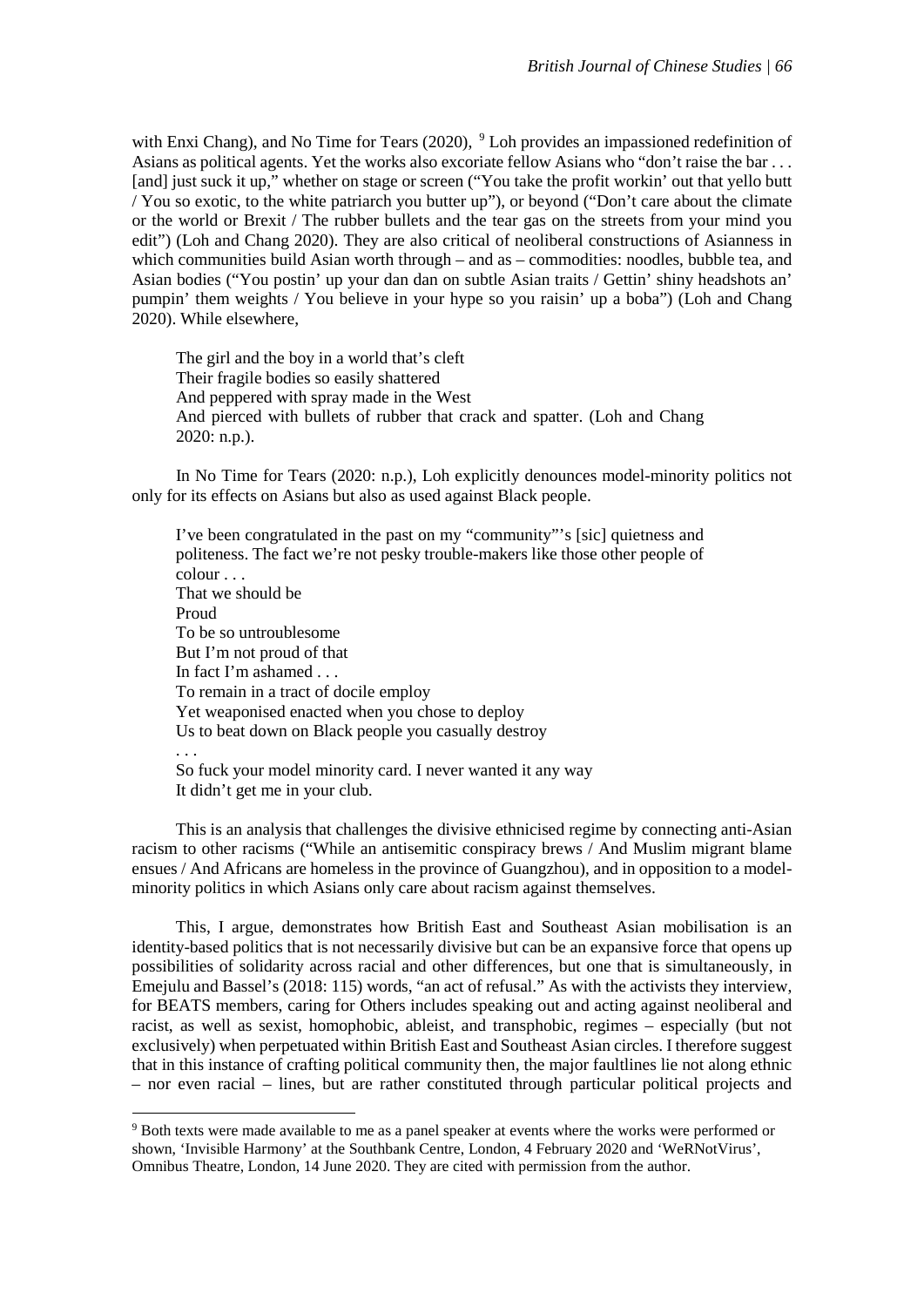with Enxi Chang), and No Time for Tears (2020), [9] Loh provides an impassioned redefinition of Asians as political agents. Yet the works also excoriate fellow Asians who "don't raise the bar . . . [and] just suck it up," whether on stage or screen ("You take the profit workin' out that yello butt / You so exotic, to the white patriarch you butter up"), or beyond ("Don't care about the climate or the world or Brexit / The rubber bullets and the tear gas on the streets from your mind you edit") (Loh and Chang 2020). They are also critical of neoliberal constructions of Asianness in which communities build Asian worth through – and as – commodities: noodles, bubble tea, and Asian bodies ("You postin' up your dan dan on subtle Asian traits / Gettin' shiny headshots an' pumpin' them weights / You believe in your hype so you raisin' up a boba") (Loh and Chang 2020). While elsewhere,

> The girl and the boy in a world that's cleft
> Their fragile bodies so easily shattered
> And peppered with spray made in the West
> And pierced with bullets of rubber that crack and spatter. (Loh and Chang 2020: n.p.).

In No Time for Tears (2020: n.p.), Loh explicitly denounces model-minority politics not only for its effects on Asians but also as used against Black people.

> I've been congratulated in the past on my "community"'s [sic] quietness and politeness. The fact we're not pesky trouble-makers like those other people of colour . . .
> That we should be
> Proud
> To be so untroublesome
> But I'm not proud of that
> In fact I'm ashamed . . .
> To remain in a tract of docile employ
> Yet weaponised enacted when you chose to deploy
> Us to beat down on Black people you casually destroy
> . . .
> So fuck your model minority card. I never wanted it any way
> It didn't get me in your club.

This is an analysis that challenges the divisive ethnicised regime by connecting anti-Asian racism to other racisms ("While an antisemitic conspiracy brews / And Muslim migrant blame ensues / And Africans are homeless in the province of Guangzhou), and in opposition to a model-minority politics in which Asians only care about racism against themselves.

This, I argue, demonstrates how British East and Southeast Asian mobilisation is an identity-based politics that is not necessarily divisive but can be an expansive force that opens up possibilities of solidarity across racial and other differences, but one that is simultaneously, in Emejulu and Bassel's (2018: 115) words, "an act of refusal." As with the activists they interview, for BEATS members, caring for Others includes speaking out and acting against neoliberal and racist, as well as sexist, homophobic, ableist, and transphobic, regimes – especially (but not exclusively) when perpetuated within British East and Southeast Asian circles. I therefore suggest that in this instance of crafting political community then, the major faultlines lie not along ethnic – nor even racial – lines, but are rather constituted through particular political projects and

[9] Both texts were made available to me as a panel speaker at events where the works were performed or shown, 'Invisible Harmony' at the Southbank Centre, London, 4 February 2020 and 'WeRNotVirus', Omnibus Theatre, London, 14 June 2020. They are cited with permission from the author.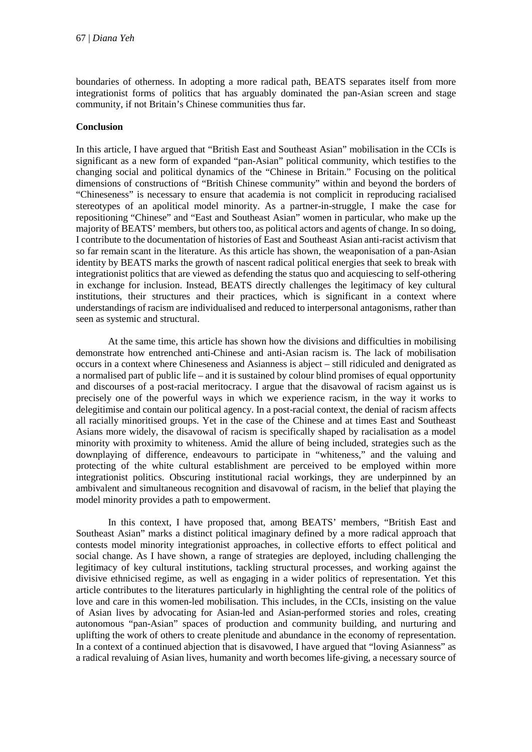boundaries of otherness. In adopting a more radical path, BEATS separates itself from more integrationist forms of politics that has arguably dominated the pan-Asian screen and stage community, if not Britain's Chinese communities thus far.

## Conclusion

In this article, I have argued that "British East and Southeast Asian" mobilisation in the CCIs is significant as a new form of expanded "pan-Asian" political community, which testifies to the changing social and political dynamics of the "Chinese in Britain." Focusing on the political dimensions of constructions of "British Chinese community" within and beyond the borders of "Chineseness" is necessary to ensure that academia is not complicit in reproducing racialised stereotypes of an apolitical model minority. As a partner-in-struggle, I make the case for repositioning "Chinese" and "East and Southeast Asian" women in particular, who make up the majority of BEATS' members, but others too, as political actors and agents of change. In so doing, I contribute to the documentation of histories of East and Southeast Asian anti-racist activism that so far remain scant in the literature. As this article has shown, the weaponisation of a pan-Asian identity by BEATS marks the growth of nascent radical political energies that seek to break with integrationist politics that are viewed as defending the status quo and acquiescing to self-othering in exchange for inclusion. Instead, BEATS directly challenges the legitimacy of key cultural institutions, their structures and their practices, which is significant in a context where understandings of racism are individualised and reduced to interpersonal antagonisms, rather than seen as systemic and structural.

At the same time, this article has shown how the divisions and difficulties in mobilising demonstrate how entrenched anti-Chinese and anti-Asian racism is. The lack of mobilisation occurs in a context where Chineseness and Asianness is abject – still ridiculed and denigrated as a normalised part of public life – and it is sustained by colour blind promises of equal opportunity and discourses of a post-racial meritocracy. I argue that the disavowal of racism against us is precisely one of the powerful ways in which we experience racism, in the way it works to delegitimise and contain our political agency. In a post-racial context, the denial of racism affects all racially minoritised groups. Yet in the case of the Chinese and at times East and Southeast Asians more widely, the disavowal of racism is specifically shaped by racialisation as a model minority with proximity to whiteness. Amid the allure of being included, strategies such as the downplaying of difference, endeavours to participate in "whiteness," and the valuing and protecting of the white cultural establishment are perceived to be employed within more integrationist politics. Obscuring institutional racial workings, they are underpinned by an ambivalent and simultaneous recognition and disavowal of racism, in the belief that playing the model minority provides a path to empowerment.

In this context, I have proposed that, among BEATS' members, "British East and Southeast Asian" marks a distinct political imaginary defined by a more radical approach that contests model minority integrationist approaches, in collective efforts to effect political and social change. As I have shown, a range of strategies are deployed, including challenging the legitimacy of key cultural institutions, tackling structural processes, and working against the divisive ethnicised regime, as well as engaging in a wider politics of representation. Yet this article contributes to the literatures particularly in highlighting the central role of the politics of love and care in this women-led mobilisation. This includes, in the CCIs, insisting on the value of Asian lives by advocating for Asian-led and Asian-performed stories and roles, creating autonomous "pan-Asian" spaces of production and community building, and nurturing and uplifting the work of others to create plenitude and abundance in the economy of representation. In a context of a continued abjection that is disavowed, I have argued that "loving Asianness" as a radical revaluing of Asian lives, humanity and worth becomes life-giving, a necessary source of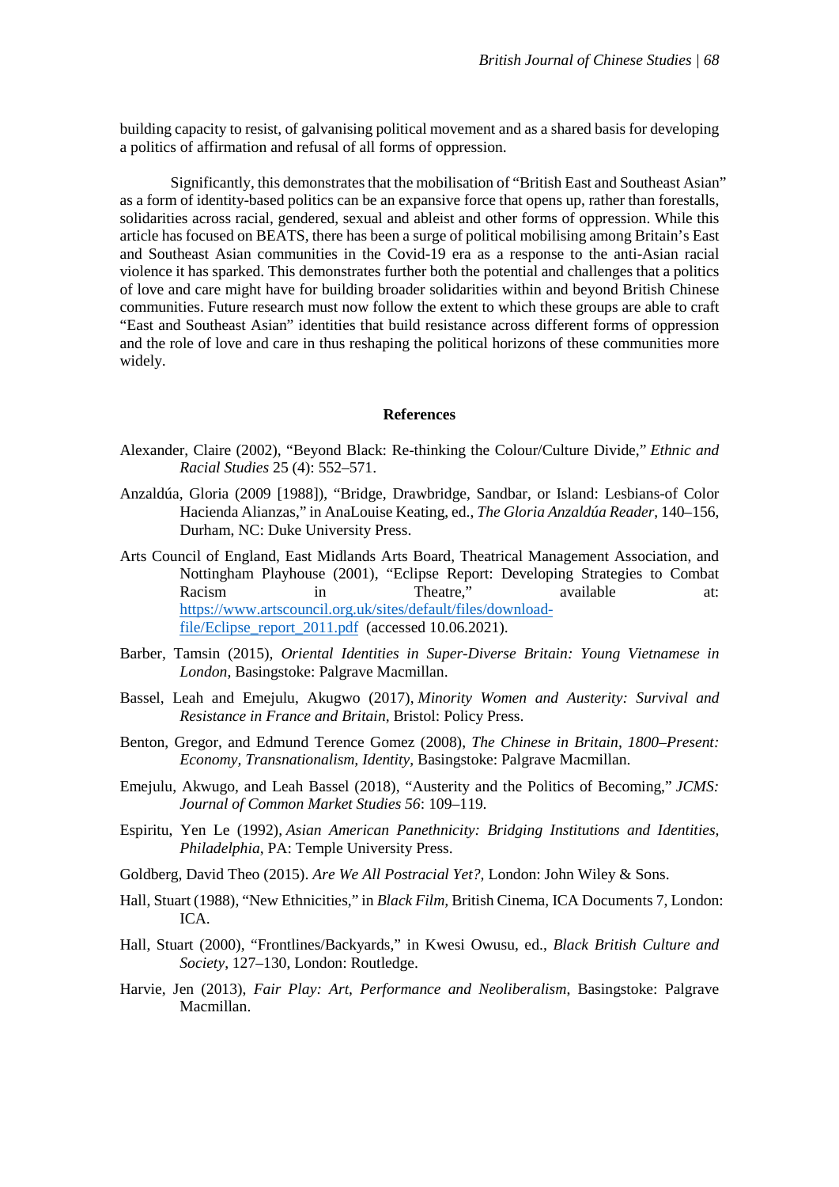building capacity to resist, of galvanising political movement and as a shared basis for developing a politics of affirmation and refusal of all forms of oppression.

Significantly, this demonstrates that the mobilisation of "British East and Southeast Asian" as a form of identity-based politics can be an expansive force that opens up, rather than forestalls, solidarities across racial, gendered, sexual and ableist and other forms of oppression. While this article has focused on BEATS, there has been a surge of political mobilising among Britain's East and Southeast Asian communities in the Covid-19 era as a response to the anti-Asian racial violence it has sparked. This demonstrates further both the potential and challenges that a politics of love and care might have for building broader solidarities within and beyond British Chinese communities. Future research must now follow the extent to which these groups are able to craft "East and Southeast Asian" identities that build resistance across different forms of oppression and the role of love and care in thus reshaping the political horizons of these communities more widely.

## References

Alexander, Claire (2002), "Beyond Black: Re-thinking the Colour/Culture Divide," *Ethnic and Racial Studies* 25 (4): 552–571.

Anzaldúa, Gloria (2009 [1988]), "Bridge, Drawbridge, Sandbar, or Island: Lesbians-of Color Hacienda Alianzas," in AnaLouise Keating, ed., *The Gloria Anzaldúa Reader*, 140–156, Durham, NC: Duke University Press.

Arts Council of England, East Midlands Arts Board, Theatrical Management Association, and Nottingham Playhouse (2001), "Eclipse Report: Developing Strategies to Combat Racism in Theatre," available at: https://www.artscouncil.org.uk/sites/default/files/download-file/Eclipse_report_2011.pdf (accessed 10.06.2021).

Barber, Tamsin (2015), *Oriental Identities in Super-Diverse Britain: Young Vietnamese in London*, Basingstoke: Palgrave Macmillan.

Bassel, Leah and Emejulu, Akugwo (2017), *Minority Women and Austerity: Survival and Resistance in France and Britain*, Bristol: Policy Press.

Benton, Gregor, and Edmund Terence Gomez (2008), *The Chinese in Britain, 1800–Present: Economy, Transnationalism, Identity*, Basingstoke: Palgrave Macmillan.

Emejulu, Akwugo, and Leah Bassel (2018), "Austerity and the Politics of Becoming," *JCMS: Journal of Common Market Studies 56*: 109–119.

Espiritu, Yen Le (1992), *Asian American Panethnicity: Bridging Institutions and Identities, Philadelphia*, PA: Temple University Press.

Goldberg, David Theo (2015). *Are We All Postracial Yet?*, London: John Wiley & Sons.

Hall, Stuart (1988), "New Ethnicities," in *Black Film,* British Cinema, ICA Documents 7, London: ICA.

Hall, Stuart (2000), "Frontlines/Backyards," in Kwesi Owusu, ed., *Black British Culture and Society*, 127–130, London: Routledge.

Harvie, Jen (2013), *Fair Play: Art, Performance and Neoliberalism*, Basingstoke: Palgrave Macmillan.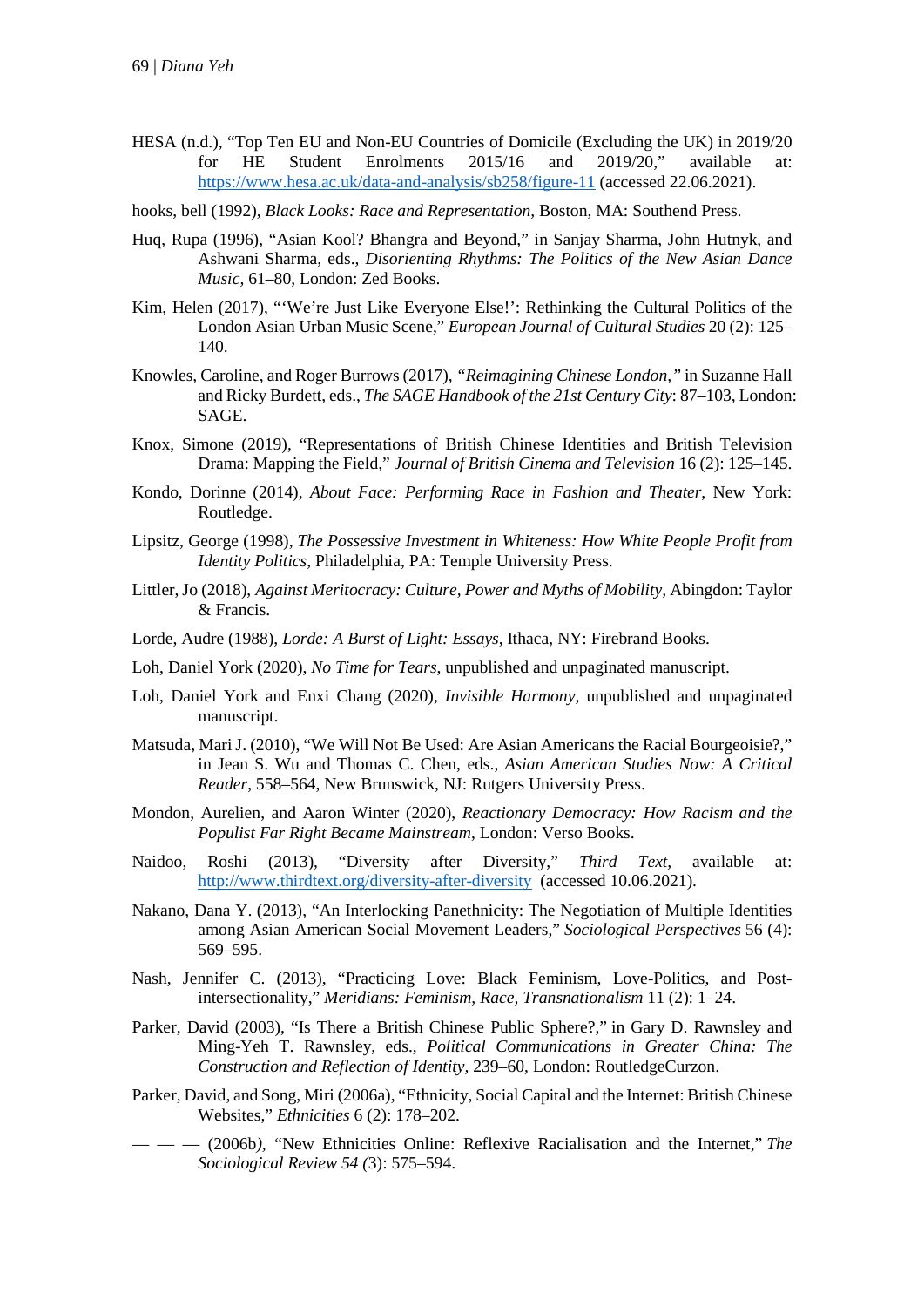HESA (n.d.), "Top Ten EU and Non-EU Countries of Domicile (Excluding the UK) in 2019/20 for HE Student Enrolments 2015/16 and 2019/20," available at: https://www.hesa.ac.uk/data-and-analysis/sb258/figure-11 (accessed 22.06.2021).

hooks, bell (1992), *Black Looks: Race and Representation,* Boston, MA: Southend Press.

Huq, Rupa (1996), "Asian Kool? Bhangra and Beyond," in Sanjay Sharma, John Hutnyk, and Ashwani Sharma, eds., *Disorienting Rhythms: The Politics of the New Asian Dance Music,* 61–80, London: Zed Books.

Kim, Helen (2017), "'We're Just Like Everyone Else!': Rethinking the Cultural Politics of the London Asian Urban Music Scene," *European Journal of Cultural Studies* 20 (2): 125–140.

Knowles, Caroline, and Roger Burrows (2017), *"Reimagining Chinese London,"* in Suzanne Hall and Ricky Burdett, eds., *The SAGE Handbook of the 21st Century City*: 87–103, London: SAGE.

Knox, Simone (2019), "Representations of British Chinese Identities and British Television Drama: Mapping the Field," *Journal of British Cinema and Television* 16 (2): 125–145.

Kondo, Dorinne (2014), *About Face: Performing Race in Fashion and Theater*, New York: Routledge.

Lipsitz, George (1998), *The Possessive Investment in Whiteness: How White People Profit from Identity Politics,* Philadelphia, PA: Temple University Press.

Littler, Jo (2018), *Against Meritocracy: Culture, Power and Myths of Mobility*, Abingdon: Taylor & Francis.

Lorde, Audre (1988), *Lorde: A Burst of Light: Essays*, Ithaca, NY: Firebrand Books.

Loh, Daniel York (2020), *No Time for Tears*, unpublished and unpaginated manuscript.

Loh, Daniel York and Enxi Chang (2020), *Invisible Harmony,* unpublished and unpaginated manuscript.

Matsuda, Mari J. (2010), "We Will Not Be Used: Are Asian Americans the Racial Bourgeoisie?," in Jean S. Wu and Thomas C. Chen, eds., *Asian American Studies Now: A Critical Reader*, 558–564, New Brunswick, NJ: Rutgers University Press.

Mondon, Aurelien, and Aaron Winter (2020), *Reactionary Democracy: How Racism and the Populist Far Right Became Mainstream*, London: Verso Books.

Naidoo, Roshi (2013), "Diversity after Diversity," *Third Text*, available at: http://www.thirdtext.org/diversity-after-diversity (accessed 10.06.2021).

Nakano, Dana Y. (2013), "An Interlocking Panethnicity: The Negotiation of Multiple Identities among Asian American Social Movement Leaders," *Sociological Perspectives* 56 (4): 569–595.

Nash, Jennifer C. (2013), "Practicing Love: Black Feminism, Love-Politics, and Post-intersectionality," *Meridians: Feminism, Race, Transnationalism* 11 (2): 1–24.

Parker, David (2003), "Is There a British Chinese Public Sphere?," in Gary D. Rawnsley and Ming-Yeh T. Rawnsley, eds., *Political Communications in Greater China: The Construction and Reflection of Identity,* 239–60, London: RoutledgeCurzon.

Parker, David, and Song, Miri (2006a), "Ethnicity, Social Capital and the Internet: British Chinese Websites," *Ethnicities* 6 (2): 178–202.

— — — (2006b), "New Ethnicities Online: Reflexive Racialisation and the Internet," *The Sociological Review 54* (3): 575–594.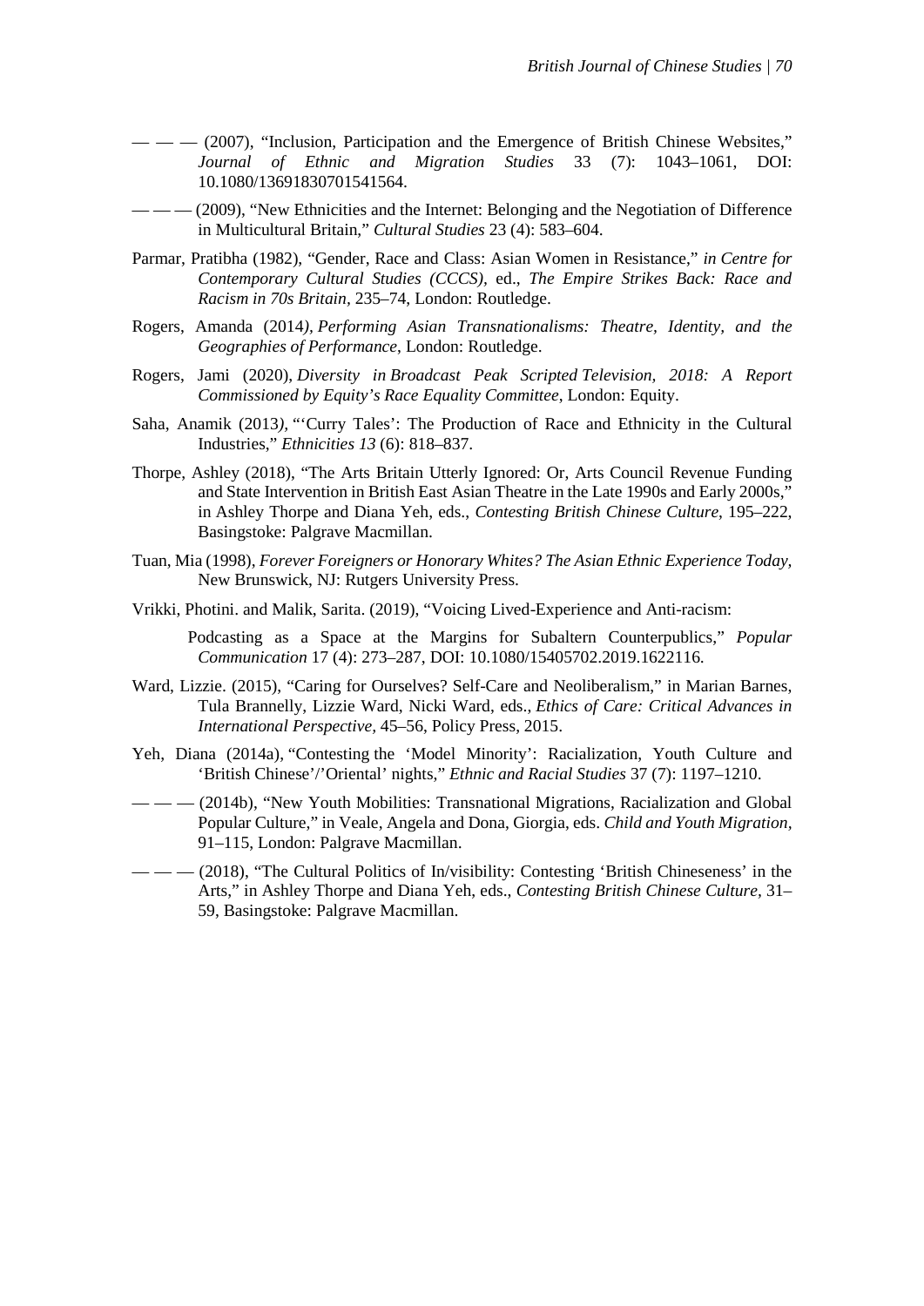— — — (2007), "Inclusion, Participation and the Emergence of British Chinese Websites," *Journal of Ethnic and Migration Studies* 33 (7): 1043–1061, DOI: 10.1080/13691830701541564.

— — — (2009), "New Ethnicities and the Internet: Belonging and the Negotiation of Difference in Multicultural Britain," *Cultural Studies* 23 (4): 583–604.

Parmar, Pratibha (1982), "Gender, Race and Class: Asian Women in Resistance," *in Centre for Contemporary Cultural Studies (CCCS),* ed., *The Empire Strikes Back: Race and Racism in 70s Britain,* 235–74, London: Routledge.

Rogers, Amanda (2014*), Performing Asian Transnationalisms: Theatre, Identity, and the Geographies of Performance,* London: Routledge.

Rogers, Jami (2020), *Diversity in Broadcast Peak Scripted Television, 2018: A Report Commissioned by Equity's Race Equality Committee,* London: Equity.

Saha, Anamik (2013*),* "'Curry Tales': The Production of Race and Ethnicity in the Cultural Industries," *Ethnicities 13* (6): 818–837.

Thorpe, Ashley (2018), "The Arts Britain Utterly Ignored: Or, Arts Council Revenue Funding and State Intervention in British East Asian Theatre in the Late 1990s and Early 2000s," in Ashley Thorpe and Diana Yeh, eds., *Contesting British Chinese Culture,* 195–222, Basingstoke: Palgrave Macmillan.

Tuan, Mia (1998), *Forever Foreigners or Honorary Whites? The Asian Ethnic Experience Today,* New Brunswick, NJ: Rutgers University Press.

Vrikki, Photini. and Malik, Sarita. (2019), "Voicing Lived-Experience and Anti-racism: Podcasting as a Space at the Margins for Subaltern Counterpublics," *Popular Communication* 17 (4): 273–287, DOI: 10.1080/15405702.2019.1622116.

Ward, Lizzie. (2015), "Caring for Ourselves? Self-Care and Neoliberalism," in Marian Barnes, Tula Brannelly, Lizzie Ward, Nicki Ward, eds., *Ethics of Care: Critical Advances in International Perspective,* 45–56, Policy Press, 2015.

Yeh, Diana (2014a), "Contesting the 'Model Minority': Racialization, Youth Culture and 'British Chinese'/'Oriental' nights," *Ethnic and Racial Studies* 37 (7): 1197–1210.

— — — (2014b), "New Youth Mobilities: Transnational Migrations, Racialization and Global Popular Culture," in Veale, Angela and Dona, Giorgia, eds. *Child and Youth Migration,* 91–115, London: Palgrave Macmillan.

— — — (2018), "The Cultural Politics of In/visibility: Contesting 'British Chineseness' in the Arts," in Ashley Thorpe and Diana Yeh, eds., *Contesting British Chinese Culture,* 31–59, Basingstoke: Palgrave Macmillan.